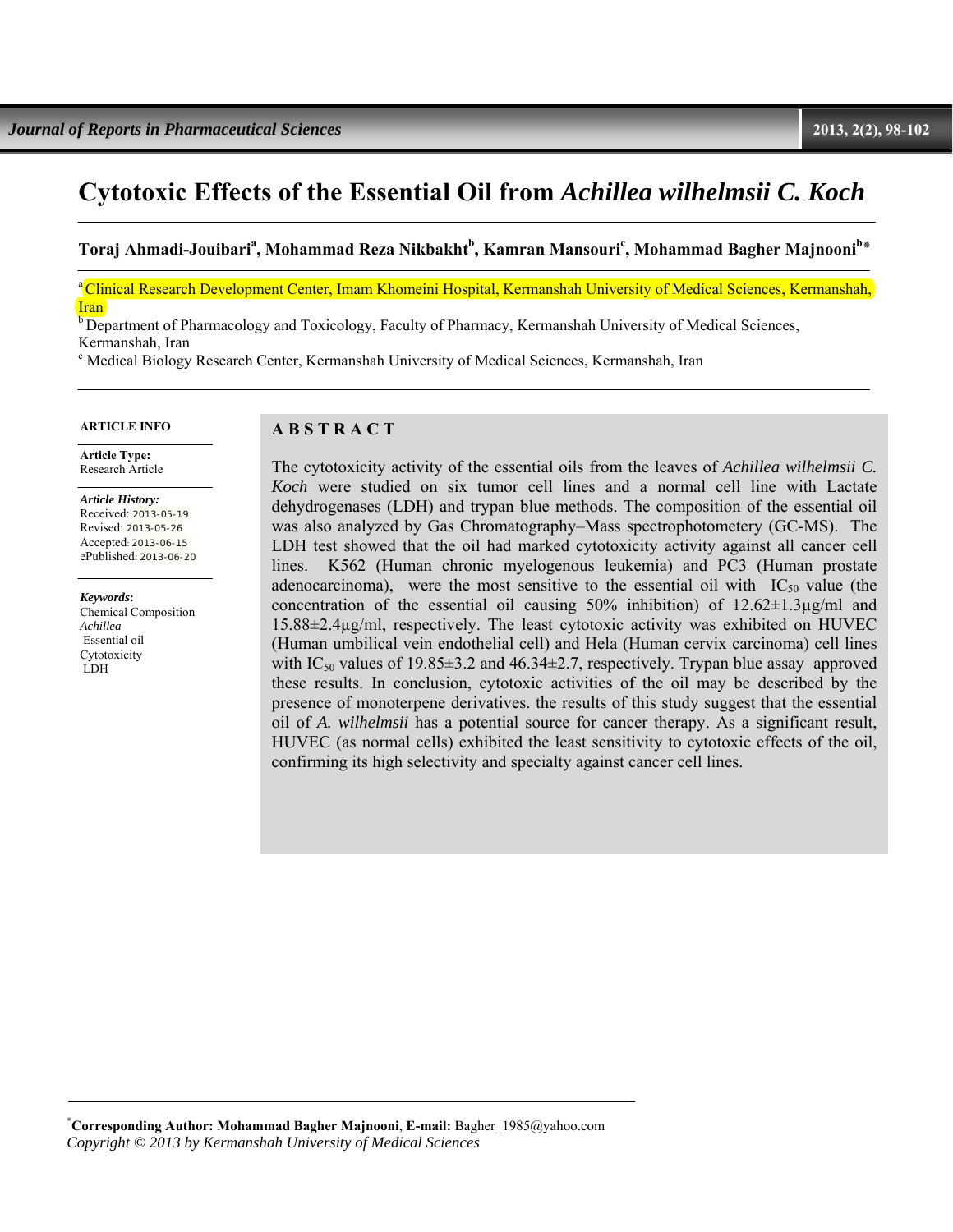# Cytotoxic Effects of the Essential Oil from *Achillea wilhelmsii C. Koch*

**Toraj Ahmadi-Jouibari[a], Mohammad Reza Nikbakht[b], Kamran Mansouri[c], Mohammad Bagher Majnooni[b*]**

[a] Clinical Research Development Center, Imam Khomeini Hospital, Kermanshah University of Medical Sciences, Kermanshah, Iran

[b] Department of Pharmacology and Toxicology, Faculty of Pharmacy, Kermanshah University of Medical Sciences, Kermanshah, Iran

[c] Medical Biology Research Center, Kermanshah University of Medical Sciences, Kermanshah, Iran

**ARTICLE INFO**

**Article Type:**
Research Article

***Article History:***
Received: 2013-05-19
Revised: 2013-05-26
Accepted: 2013-06-15
ePublished: 2013-06-20

***Keywords:***
Chemical Composition
*Achillea*
Essential oil
Cytotoxicity
LDH

## ABSTRACT

The cytotoxicity activity of the essential oils from the leaves of *Achillea wilhelmsii C. Koch* were studied on six tumor cell lines and a normal cell line with Lactate dehydrogenases (LDH) and trypan blue methods. The composition of the essential oil was also analyzed by Gas Chromatography–Mass spectrophotometery (GC-MS). The LDH test showed that the oil had marked cytotoxicity activity against all cancer cell lines. K562 (Human chronic myelogenous leukemia) and PC3 (Human prostate adenocarcinoma), were the most sensitive to the essential oil with $IC_{50}$ value (the concentration of the essential oil causing 50% inhibition) of 12.62±1.3µg/ml and 15.88±2.4µg/ml, respectively. The least cytotoxic activity was exhibited on HUVEC (Human umbilical vein endothelial cell) and Hela (Human cervix carcinoma) cell lines with $IC_{50}$ values of 19.85±3.2 and 46.34±2.7, respectively. Trypan blue assay approved these results. In conclusion, cytotoxic activities of the oil may be described by the presence of monoterpene derivatives. the results of this study suggest that the essential oil of *A. wilhelmsii* has a potential source for cancer therapy. As a significant result, HUVEC (as normal cells) exhibited the least sensitivity to cytotoxic effects of the oil, confirming its high selectivity and specialty against cancer cell lines.

[*] **Corresponding Author: Mohammad Bagher Majnooni**, **E-mail:** Bagher_1985@yahoo.com
*Copyright © 2013 by Kermanshah University of Medical Sciences*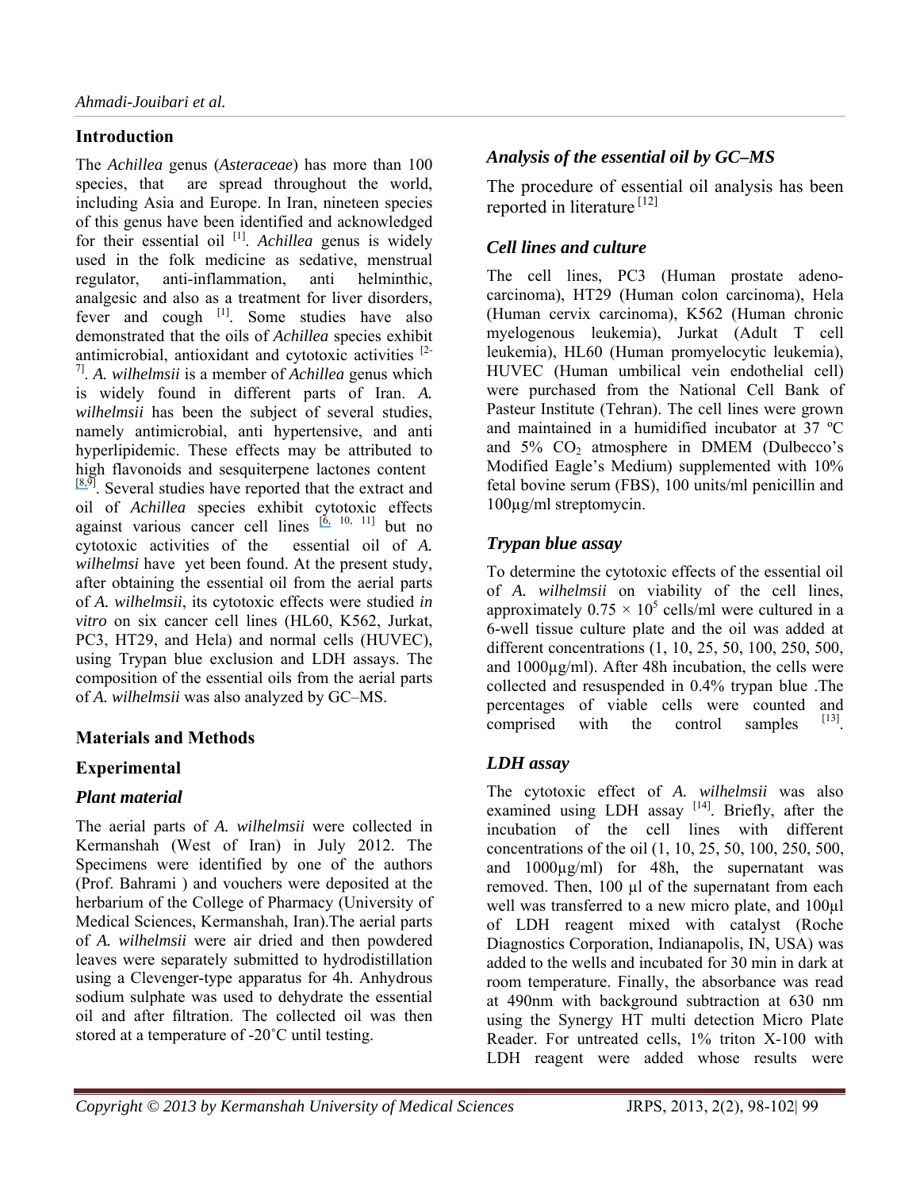## Introduction

The *Achillea* genus (*Asteraceae*) has more than 100 species, that are spread throughout the world, including Asia and Europe. In Iran, nineteen species of this genus have been identified and acknowledged for their essential oil [1]. *Achillea* genus is widely used in the folk medicine as sedative, menstrual regulator, anti-inflammation, anti helminthic, analgesic and also as a treatment for liver disorders, fever and cough [1]. Some studies have also demonstrated that the oils of *Achillea* species exhibit antimicrobial, antioxidant and cytotoxic activities [2-7]. *A. wilhelmsii* is a member of *Achillea* genus which is widely found in different parts of Iran. *A. wilhelmsii* has been the subject of several studies, namely antimicrobial, anti hypertensive, and anti hyperlipidemic. These effects may be attributed to high flavonoids and sesquiterpene lactones content [8,9]. Several studies have reported that the extract and oil of *Achillea* species exhibit cytotoxic effects against various cancer cell lines [6, 10, 11] but no cytotoxic activities of the essential oil of *A. wilhelmsi* have yet been found. At the present study, after obtaining the essential oil from the aerial parts of *A. wilhelmsii*, its cytotoxic effects were studied *in vitro* on six cancer cell lines (HL60, K562, Jurkat, PC3, HT29, and Hela) and normal cells (HUVEC), using Trypan blue exclusion and LDH assays. The composition of the essential oils from the aerial parts of *A. wilhelmsii* was also analyzed by GC–MS.

## Materials and Methods

### Experimental

### *Plant material*

The aerial parts of *A. wilhelmsii* were collected in Kermanshah (West of Iran) in July 2012. The Specimens were identified by one of the authors (Prof. Bahrami ) and vouchers were deposited at the herbarium of the College of Pharmacy (University of Medical Sciences, Kermanshah, Iran).The aerial parts of *A. wilhelmsii* were air dried and then powdered leaves were separately submitted to hydrodistillation using a Clevenger-type apparatus for 4h. Anhydrous sodium sulphate was used to dehydrate the essential oil and after filtration. The collected oil was then stored at a temperature of -20˚C until testing.

### *Analysis of the essential oil by GC–MS*

The procedure of essential oil analysis has been reported in literature [12]

### *Cell lines and culture*

The cell lines, PC3 (Human prostate adenocarcinoma), HT29 (Human colon carcinoma), Hela (Human cervix carcinoma), K562 (Human chronic myelogenous leukemia), Jurkat (Adult T cell leukemia), HL60 (Human promyelocytic leukemia), HUVEC (Human umbilical vein endothelial cell) were purchased from the National Cell Bank of Pasteur Institute (Tehran). The cell lines were grown and maintained in a humidified incubator at 37 ºC and 5% $CO_2$ atmosphere in DMEM (Dulbecco's Modified Eagle's Medium) supplemented with 10% fetal bovine serum (FBS), 100 units/ml penicillin and 100µg/ml streptomycin.

### *Trypan blue assay*

To determine the cytotoxic effects of the essential oil of *A. wilhelmsii* on viability of the cell lines, approximately $0.75 \times 10^5$ cells/ml were cultured in a 6-well tissue culture plate and the oil was added at different concentrations (1, 10, 25, 50, 100, 250, 500, and 1000µg/ml). After 48h incubation, the cells were collected and resuspended in 0.4% trypan blue .The percentages of viable cells were counted and comprised with the control samples [13].

### *LDH assay*

The cytotoxic effect of *A. wilhelmsii* was also examined using LDH assay [14]. Briefly, after the incubation of the cell lines with different concentrations of the oil (1, 10, 25, 50, 100, 250, 500, and 1000µg/ml) for 48h, the supernatant was removed. Then, 100 µl of the supernatant from each well was transferred to a new micro plate, and 100µl of LDH reagent mixed with catalyst (Roche Diagnostics Corporation, Indianapolis, IN, USA) was added to the wells and incubated for 30 min in dark at room temperature. Finally, the absorbance was read at 490nm with background subtraction at 630 nm using the Synergy HT multi detection Micro Plate Reader. For untreated cells, 1% triton X-100 with LDH reagent were added whose results were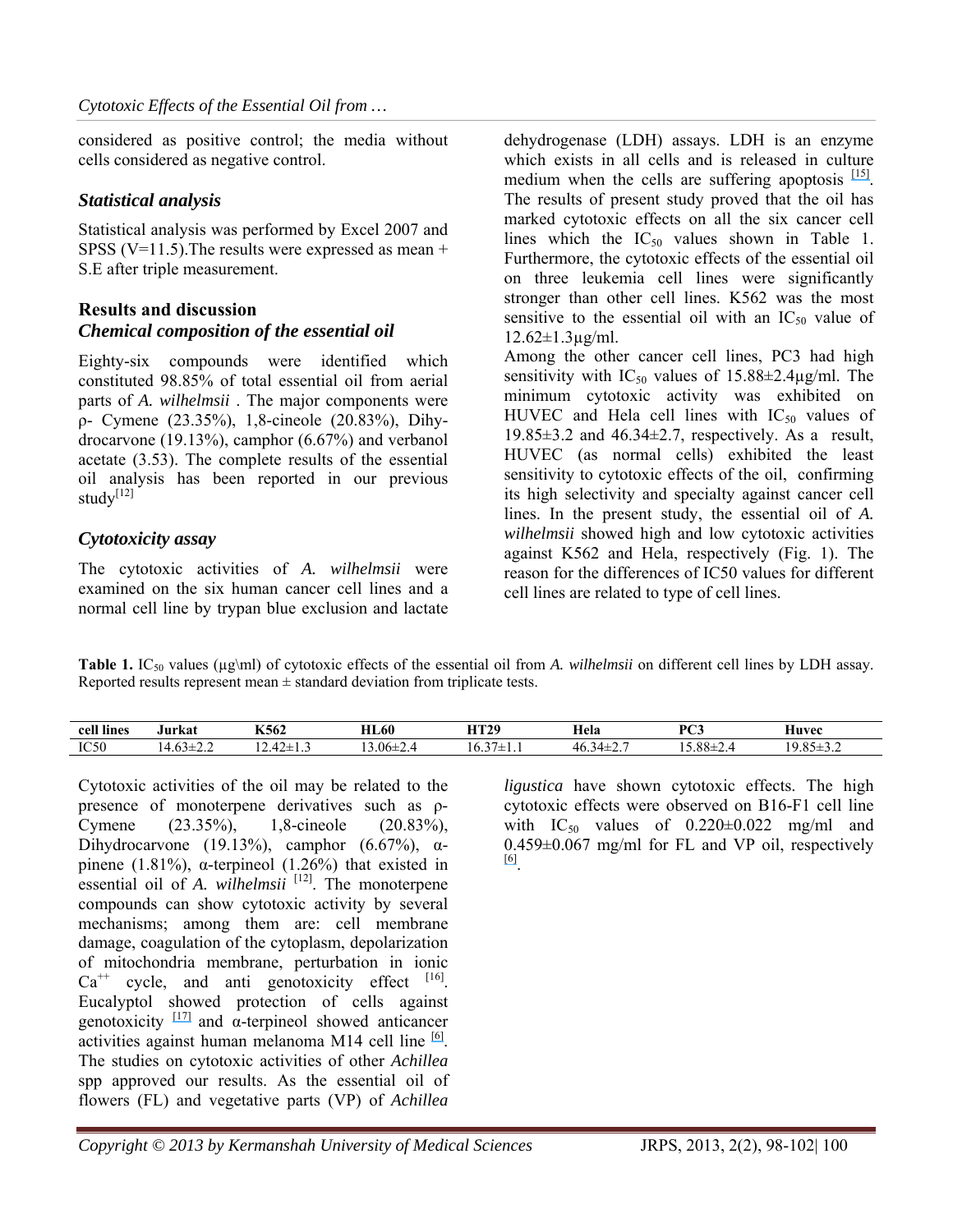considered as positive control; the media without cells considered as negative control.

### Statistical analysis

Statistical analysis was performed by Excel 2007 and SPSS (V=11.5).The results were expressed as mean + S.E after triple measurement.

## Results and discussion

### Chemical composition of the essential oil

Eighty-six compounds were identified which constituted 98.85% of total essential oil from aerial parts of *A. wilhelmsii* . The major components were ρ- Cymene (23.35%), 1,8-cineole (20.83%), Dihydrocarvone (19.13%), camphor (6.67%) and verbanol acetate (3.53). The complete results of the essential oil analysis has been reported in our previous study[12]

### Cytotoxicity assay

The cytotoxic activities of *A. wilhelmsii* were examined on the six human cancer cell lines and a normal cell line by trypan blue exclusion and lactate dehydrogenase (LDH) assays. LDH is an enzyme which exists in all cells and is released in culture medium when the cells are suffering apoptosis [15]. The results of present study proved that the oil has marked cytotoxic effects on all the six cancer cell lines which the $IC_{50}$ values shown in Table 1. Furthermore, the cytotoxic effects of the essential oil on three leukemia cell lines were significantly stronger than other cell lines. K562 was the most sensitive to the essential oil with an $IC_{50}$ value of 12.62±1.3µg/ml.

Among the other cancer cell lines, PC3 had high sensitivity with $IC_{50}$ values of 15.88±2.4µg/ml. The minimum cytotoxic activity was exhibited on HUVEC and Hela cell lines with $IC_{50}$ values of 19.85±3.2 and 46.34±2.7, respectively. As a result, HUVEC (as normal cells) exhibited the least sensitivity to cytotoxic effects of the oil, confirming its high selectivity and specialty against cancer cell lines. In the present study, the essential oil of *A. wilhelmsii* showed high and low cytotoxic activities against K562 and Hela, respectively (Fig. 1). The reason for the differences of IC50 values for different cell lines are related to type of cell lines.

**Table 1.** $IC_{50}$ values (µg\ml) of cytotoxic effects of the essential oil from *A. wilhelmsii* on different cell lines by LDH assay. Reported results represent mean ± standard deviation from triplicate tests.

| cell lines | Jurkat | K562 | HL60 | HT29 | Hela | PC3 | Huvec |
|---|---|---|---|---|---|---|---|
| IC50 | 14.63±2.2 | 12.42±1.3 | 13.06±2.4 | 16.37±1.1 | 46.34±2.7 | 15.88±2.4 | 19.85±3.2 |

Cytotoxic activities of the oil may be related to the presence of monoterpene derivatives such as ρ-Cymene (23.35%), 1,8-cineole (20.83%), Dihydrocarvone (19.13%), camphor (6.67%), α-pinene (1.81%), α-terpineol (1.26%) that existed in essential oil of *A. wilhelmsii* [12]. The monoterpene compounds can show cytotoxic activity by several mechanisms; among them are: cell membrane damage, coagulation of the cytoplasm, depolarization of mitochondria membrane, perturbation in ionic $Ca^{++}$ cycle, and anti genotoxicity effect [16]. Eucalyptol showed protection of cells against genotoxicity [17] and α-terpineol showed anticancer activities against human melanoma M14 cell line [6]. The studies on cytotoxic activities of other *Achillea* spp approved our results. As the essential oil of flowers (FL) and vegetative parts (VP) of *Achillea ligustica* have shown cytotoxic effects. The high cytotoxic effects were observed on B16-F1 cell line with $IC_{50}$ values of 0.220±0.022 mg/ml and 0.459±0.067 mg/ml for FL and VP oil, respectively [6].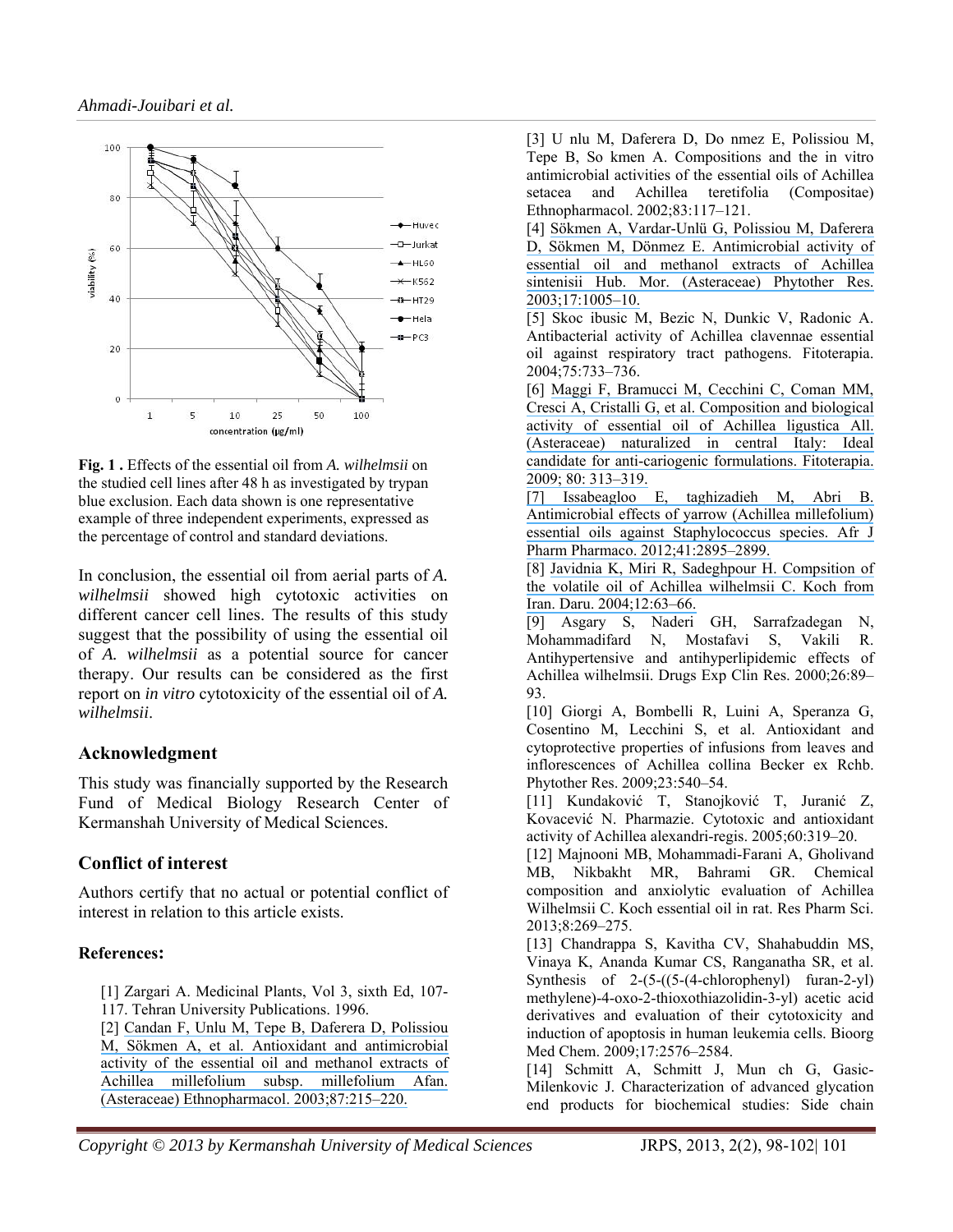**Fig. 1 .** Effects of the essential oil from *A. wilhelmsii* on the studied cell lines after 48 h as investigated by trypan blue exclusion. Each data shown is one representative example of three independent experiments, expressed as the percentage of control and standard deviations.

In conclusion, the essential oil from aerial parts of *A. wilhelmsii* showed high cytotoxic activities on different cancer cell lines. The results of this study suggest that the possibility of using the essential oil of *A. wilhelmsii* as a potential source for cancer therapy. Our results can be considered as the first report on *in vitro* cytotoxicity of the essential oil of *A. wilhelmsii*.

## Acknowledgment

This study was financially supported by the Research Fund of Medical Biology Research Center of Kermanshah University of Medical Sciences.

## Conflict of interest

Authors certify that no actual or potential conflict of interest in relation to this article exists.

## References:

[1] Zargari A. Medicinal Plants, Vol 3, sixth Ed, 107-117. Tehran University Publications. 1996.

[2] Candan F, Unlu M, Tepe B, Daferera D, Polissiou M, Sökmen A, et al. Antioxidant and antimicrobial activity of the essential oil and methanol extracts of Achillea millefolium subsp. millefolium Afan. (Asteraceae) Ethnopharmacol. 2003;87:215–220.

[3] U nlu M, Daferera D, Do nmez E, Polissiou M, Tepe B, So kmen A. Compositions and the in vitro antimicrobial activities of the essential oils of Achillea setacea and Achillea teretifolia (Compositae) Ethnopharmacol. 2002;83:117–121.

[4] Sökmen A, Vardar-Unlü G, Polissiou M, Daferera D, Sökmen M, Dönmez E. Antimicrobial activity of essential oil and methanol extracts of Achillea sintenisii Hub. Mor. (Asteraceae) Phytother Res. 2003;17:1005–10.

[5] Skoc ibusic M, Bezic N, Dunkic V, Radonic A. Antibacterial activity of Achillea clavennae essential oil against respiratory tract pathogens. Fitoterapia. 2004;75:733–736.

[6] Maggi F, Bramucci M, Cecchini C, Coman MM, Cresci A, Cristalli G, et al. Composition and biological activity of essential oil of Achillea ligustica All. (Asteraceae) naturalized in central Italy: Ideal candidate for anti-cariogenic formulations. Fitoterapia. 2009; 80: 313–319.

[7] Issabeagloo E, taghizadieh M, Abri B. Antimicrobial effects of yarrow (Achillea millefolium) essential oils against Staphylococcus species. Afr J Pharm Pharmaco. 2012;41:2895–2899.

[8] Javidnia K, Miri R, Sadeghpour H. Compsition of the volatile oil of Achillea wilhelmsii C. Koch from Iran. Daru. 2004;12:63–66.

[9] Asgary S, Naderi GH, Sarrafzadegan N, Mohammadifard N, Mostafavi S, Vakili R. Antihypertensive and antihyperlipidemic effects of Achillea wilhelmsii. Drugs Exp Clin Res. 2000;26:89–93.

[10] Giorgi A, Bombelli R, Luini A, Speranza G, Cosentino M, Lecchini S, et al. Antioxidant and cytoprotective properties of infusions from leaves and inflorescences of Achillea collina Becker ex Rchb. Phytother Res. 2009;23:540–54.

[11] Kundaković T, Stanojković T, Juranić Z, Kovacević N. Pharmazie. Cytotoxic and antioxidant activity of Achillea alexandri-regis. 2005;60:319–20.

[12] Majnooni MB, Mohammadi-Farani A, Gholivand MB, Nikbakht MR, Bahrami GR. Chemical composition and anxiolytic evaluation of Achillea Wilhelmsii C. Koch essential oil in rat. Res Pharm Sci. 2013;8:269–275.

[13] Chandrappa S, Kavitha CV, Shahabuddin MS, Vinaya K, Ananda Kumar CS, Ranganatha SR, et al. Synthesis of 2-(5-((5-(4-chlorophenyl) furan-2-yl) methylene)-4-oxo-2-thioxothiazolidin-3-yl) acetic acid derivatives and evaluation of their cytotoxicity and induction of apoptosis in human leukemia cells. Bioorg Med Chem. 2009;17:2576–2584.

[14] Schmitt A, Schmitt J, Mun ch G, Gasic-Milenkovic J. Characterization of advanced glycation end products for biochemical studies: Side chain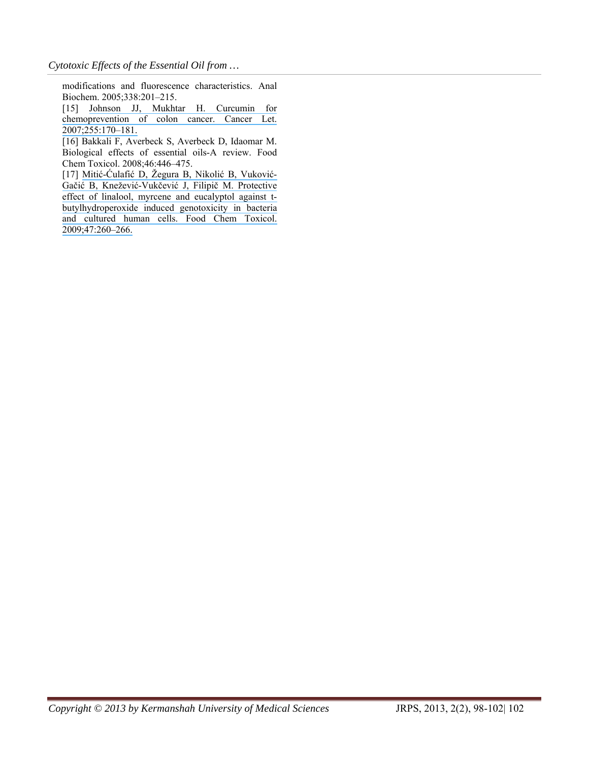modifications and fluorescence characteristics. Anal Biochem. 2005;338:201–215.

[15] Johnson JJ, Mukhtar H. Curcumin for chemoprevention of colon cancer. Cancer Let. 2007;255:170–181.

[16] Bakkali F, Averbeck S, Averbeck D, Idaomar M. Biological effects of essential oils-A review. Food Chem Toxicol. 2008;46:446–475.

[17] Mitić-Ćulafić D, Žegura B, Nikolić B, Vuković-Gačić B, Knežević-Vukčević J, Filipič M. Protective effect of linalool, myrcene and eucalyptol against t-butylhydroperoxide induced genotoxicity in bacteria and cultured human cells. Food Chem Toxicol. 2009;47:260–266.